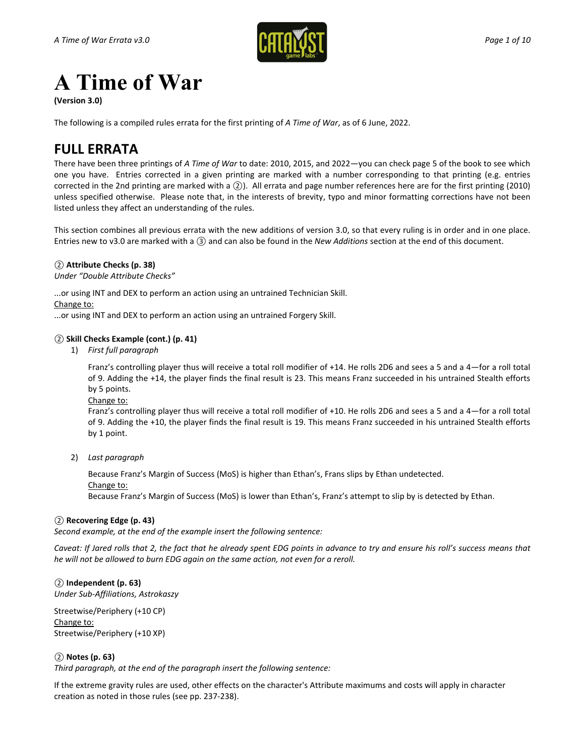# A Time of War

**(Version 3.0)**

The following is a compiled rules errata for the first printing of *A Time of War*, as of 6 June, 2022.

## FULL ERRATA

There have been three printings of *A Time of War* to date: 2010, 2015, and 2022—you can check page 5 of the book to see which one you have. Entries corrected in a given printing are marked with a number corresponding to that printing (e.g. entries corrected in the 2nd printing are marked with a ②). All errata and page number references here are for the first printing (2010) unless specified otherwise. Please note that, in the interests of brevity, typo and minor formatting corrections have not been listed unless they affect an understanding of the rules.

This section combines all previous errata with the new additions of version 3.0, so that every ruling is in order and in one place. Entries new to v3.0 are marked with a ③ and can also be found in the *New Additions* section at the end of this document.

② **Attribute Checks (p. 38)**
*Under "Double Attribute Checks"*

...or using INT and DEX to perform an action using an untrained Technician Skill.
Change to:
...or using INT and DEX to perform an action using an untrained Forgery Skill.

② **Skill Checks Example (cont.) (p. 41)**

1) *First full paragraph*

   Franz's controlling player thus will receive a total roll modifier of +14. He rolls 2D6 and sees a 5 and a 4—for a roll total of 9. Adding the +14, the player finds the final result is 23. This means Franz succeeded in his untrained Stealth efforts by 5 points.
   Change to:
   Franz's controlling player thus will receive a total roll modifier of +10. He rolls 2D6 and sees a 5 and a 4—for a roll total of 9. Adding the +10, the player finds the final result is 19. This means Franz succeeded in his untrained Stealth efforts by 1 point.

2) *Last paragraph*

   Because Franz's Margin of Success (MoS) is higher than Ethan's, Frans slips by Ethan undetected.
   Change to:
   Because Franz's Margin of Success (MoS) is lower than Ethan's, Franz's attempt to slip by is detected by Ethan.

② **Recovering Edge (p. 43)**
*Second example, at the end of the example insert the following sentence:*

*Caveat: If Jared rolls that 2, the fact that he already spent EDG points in advance to try and ensure his roll's success means that he will not be allowed to burn EDG again on the same action, not even for a reroll.*

② **Independent (p. 63)**
*Under Sub-Affiliations, Astrokaszy*

Streetwise/Periphery (+10 CP)
Change to:
Streetwise/Periphery (+10 XP)

② **Notes (p. 63)**
*Third paragraph, at the end of the paragraph insert the following sentence:*

If the extreme gravity rules are used, other effects on the character's Attribute maximums and costs will apply in character creation as noted in those rules (see pp. 237-238).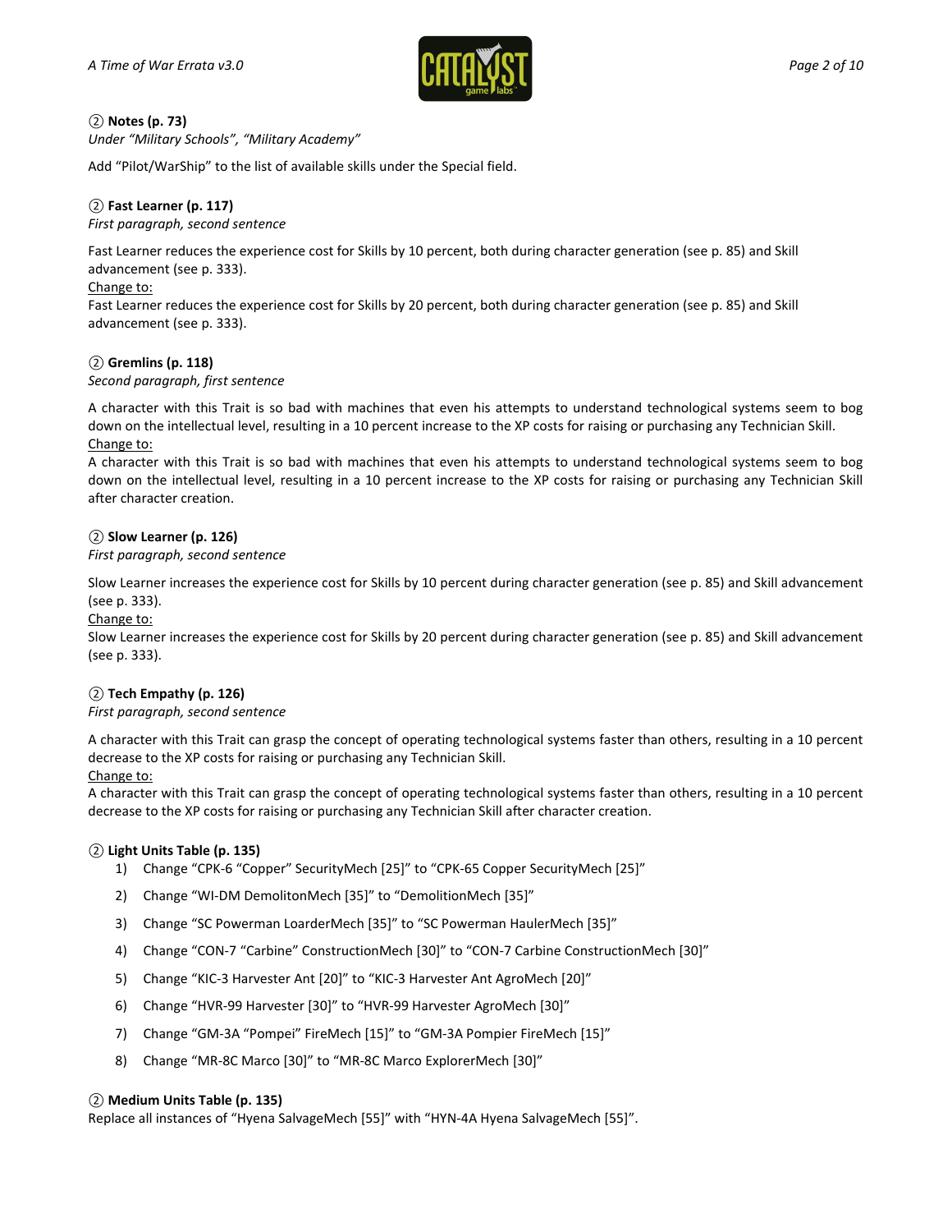### ② Notes (p. 73)

*Under "Military Schools", "Military Academy"*

Add "Pilot/WarShip" to the list of available skills under the Special field.

### ② Fast Learner (p. 117)

*First paragraph, second sentence*

Fast Learner reduces the experience cost for Skills by 10 percent, both during character generation (see p. 85) and Skill advancement (see p. 333).

Change to:

Fast Learner reduces the experience cost for Skills by 20 percent, both during character generation (see p. 85) and Skill advancement (see p. 333).

### ② Gremlins (p. 118)

*Second paragraph, first sentence*

A character with this Trait is so bad with machines that even his attempts to understand technological systems seem to bog down on the intellectual level, resulting in a 10 percent increase to the XP costs for raising or purchasing any Technician Skill.

Change to:

A character with this Trait is so bad with machines that even his attempts to understand technological systems seem to bog down on the intellectual level, resulting in a 10 percent increase to the XP costs for raising or purchasing any Technician Skill after character creation.

### ② Slow Learner (p. 126)

*First paragraph, second sentence*

Slow Learner increases the experience cost for Skills by 10 percent during character generation (see p. 85) and Skill advancement (see p. 333).

Change to:

Slow Learner increases the experience cost for Skills by 20 percent during character generation (see p. 85) and Skill advancement (see p. 333).

### ② Tech Empathy (p. 126)

*First paragraph, second sentence*

A character with this Trait can grasp the concept of operating technological systems faster than others, resulting in a 10 percent decrease to the XP costs for raising or purchasing any Technician Skill.

Change to:

A character with this Trait can grasp the concept of operating technological systems faster than others, resulting in a 10 percent decrease to the XP costs for raising or purchasing any Technician Skill after character creation.

### ② Light Units Table (p. 135)

1) Change "CPK-6 "Copper" SecurityMech [25]" to "CPK-65 Copper SecurityMech [25]"
2) Change "WI-DM DemolitonMech [35]" to "DemolitionMech [35]"
3) Change "SC Powerman LoarderMech [35]" to "SC Powerman HaulerMech [35]"
4) Change "CON-7 "Carbine" ConstructionMech [30]" to "CON-7 Carbine ConstructionMech [30]"
5) Change "KIC-3 Harvester Ant [20]" to "KIC-3 Harvester Ant AgroMech [20]"
6) Change "HVR-99 Harvester [30]" to "HVR-99 Harvester AgroMech [30]"
7) Change "GM-3A "Pompei" FireMech [15]" to "GM-3A Pompier FireMech [15]"
8) Change "MR-8C Marco [30]" to "MR-8C Marco ExplorerMech [30]"

### ② Medium Units Table (p. 135)

Replace all instances of "Hyena SalvageMech [55]" with "HYN-4A Hyena SalvageMech [55]".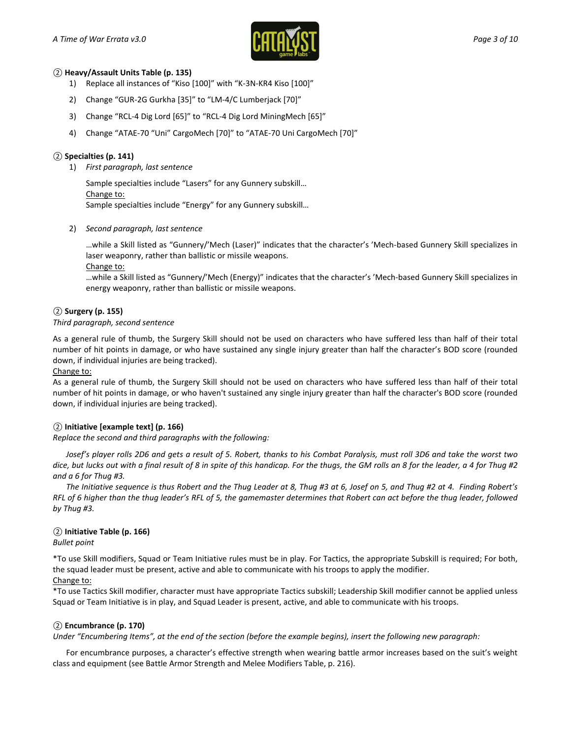② **Heavy/Assault Units Table (p. 135)**

1) Replace all instances of "Kiso [100]" with "K-3N-KR4 Kiso [100]"
2) Change "GUR-2G Gurkha [35]" to "LM-4/C Lumberjack [70]"
3) Change "RCL-4 Dig Lord [65]" to "RCL-4 Dig Lord MiningMech [65]"
4) Change "ATAE-70 "Uni" CargoMech [70]" to "ATAE-70 Uni CargoMech [70]"

② **Specialties (p. 141)**

1) *First paragraph, last sentence*

   Sample specialties include "Lasers" for any Gunnery subskill…
   Change to:
   Sample specialties include "Energy" for any Gunnery subskill…

2) *Second paragraph, last sentence*

   …while a Skill listed as "Gunnery/'Mech (Laser)" indicates that the character's 'Mech-based Gunnery Skill specializes in laser weaponry, rather than ballistic or missile weapons.
   Change to:
   …while a Skill listed as "Gunnery/'Mech (Energy)" indicates that the character's 'Mech-based Gunnery Skill specializes in energy weaponry, rather than ballistic or missile weapons.

② **Surgery (p. 155)**

*Third paragraph, second sentence*

As a general rule of thumb, the Surgery Skill should not be used on characters who have suffered less than half of their total number of hit points in damage, or who have sustained any single injury greater than half the character's BOD score (rounded down, if individual injuries are being tracked).
Change to:
As a general rule of thumb, the Surgery Skill should not be used on characters who have suffered less than half of their total number of hit points in damage, or who haven't sustained any single injury greater than half the character's BOD score (rounded down, if individual injuries are being tracked).

② **Initiative [example text] (p. 166)**

*Replace the second and third paragraphs with the following:*

*Josef's player rolls 2D6 and gets a result of 5. Robert, thanks to his Combat Paralysis, must roll 3D6 and take the worst two dice, but lucks out with a final result of 8 in spite of this handicap. For the thugs, the GM rolls an 8 for the leader, a 4 for Thug #2 and a 6 for Thug #3.*

*The Initiative sequence is thus Robert and the Thug Leader at 8, Thug #3 at 6, Josef on 5, and Thug #2 at 4. Finding Robert's RFL of 6 higher than the thug leader's RFL of 5, the gamemaster determines that Robert can act before the thug leader, followed by Thug #3.*

② **Initiative Table (p. 166)**

*Bullet point*

*To use Skill modifiers, Squad or Team Initiative rules must be in play. For Tactics, the appropriate Subskill is required; For both, the squad leader must be present, active and able to communicate with his troops to apply the modifier.
Change to:
*To use Tactics Skill modifier, character must have appropriate Tactics subskill; Leadership Skill modifier cannot be applied unless Squad or Team Initiative is in play, and Squad Leader is present, active, and able to communicate with his troops.

② **Encumbrance (p. 170)**

*Under "Encumbering Items", at the end of the section (before the example begins), insert the following new paragraph:*

For encumbrance purposes, a character's effective strength when wearing battle armor increases based on the suit's weight class and equipment (see Battle Armor Strength and Melee Modifiers Table, p. 216).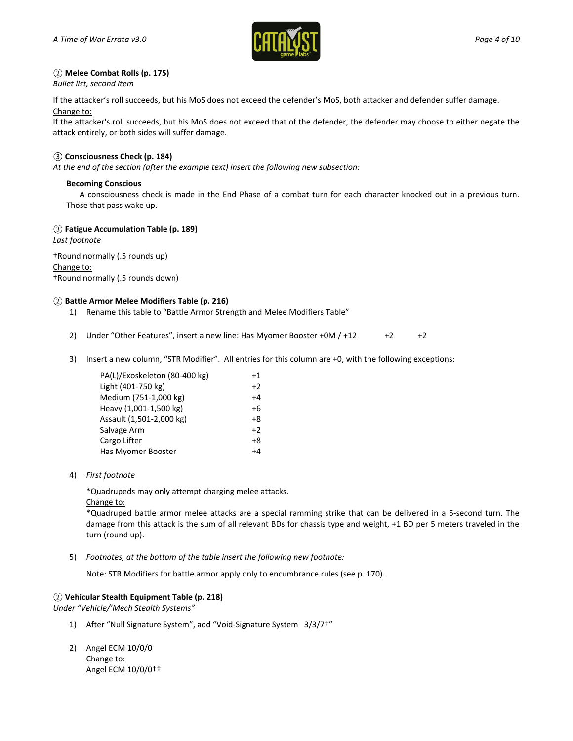② **Melee Combat Rolls (p. 175)**
*Bullet list, second item*

If the attacker's roll succeeds, but his MoS does not exceed the defender's MoS, both attacker and defender suffer damage.
Change to:
If the attacker's roll succeeds, but his MoS does not exceed that of the defender, the defender may choose to either negate the attack entirely, or both sides will suffer damage.

③ **Consciousness Check (p. 184)**
*At the end of the section (after the example text) insert the following new subsection:*

**Becoming Conscious**
A consciousness check is made in the End Phase of a combat turn for each character knocked out in a previous turn. Those that pass wake up.

③ **Fatigue Accumulation Table (p. 189)**
*Last footnote*

†Round normally (.5 rounds up)
Change to:
†Round normally (.5 rounds down)

② **Battle Armor Melee Modifiers Table (p. 216)**

1) Rename this table to "Battle Armor Strength and Melee Modifiers Table"

2) Under "Other Features", insert a new line: Has Myomer Booster +0M / +12 +2 +2

3) Insert a new column, "STR Modifier". All entries for this column are +0, with the following exceptions:

| | |
|---|---|
| PA(L)/Exoskeleton (80-400 kg) | +1 |
| Light (401-750 kg) | +2 |
| Medium (751-1,000 kg) | +4 |
| Heavy (1,001-1,500 kg) | +6 |
| Assault (1,501-2,000 kg) | +8 |
| Salvage Arm | +2 |
| Cargo Lifter | +8 |
| Has Myomer Booster | +4 |

4) *First footnote*

   *Quadrupeds may only attempt charging melee attacks.
   Change to:
   *Quadruped battle armor melee attacks are a special ramming strike that can be delivered in a 5-second turn. The damage from this attack is the sum of all relevant BDs for chassis type and weight, +1 BD per 5 meters traveled in the turn (round up).

5) *Footnotes, at the bottom of the table insert the following new footnote:*

   Note: STR Modifiers for battle armor apply only to encumbrance rules (see p. 170).

② **Vehicular Stealth Equipment Table (p. 218)**
*Under "Vehicle/'Mech Stealth Systems"*

1) After "Null Signature System", add "Void-Signature System 3/3/7†"

2) Angel ECM 10/0/0
   Change to:
   Angel ECM 10/0/0††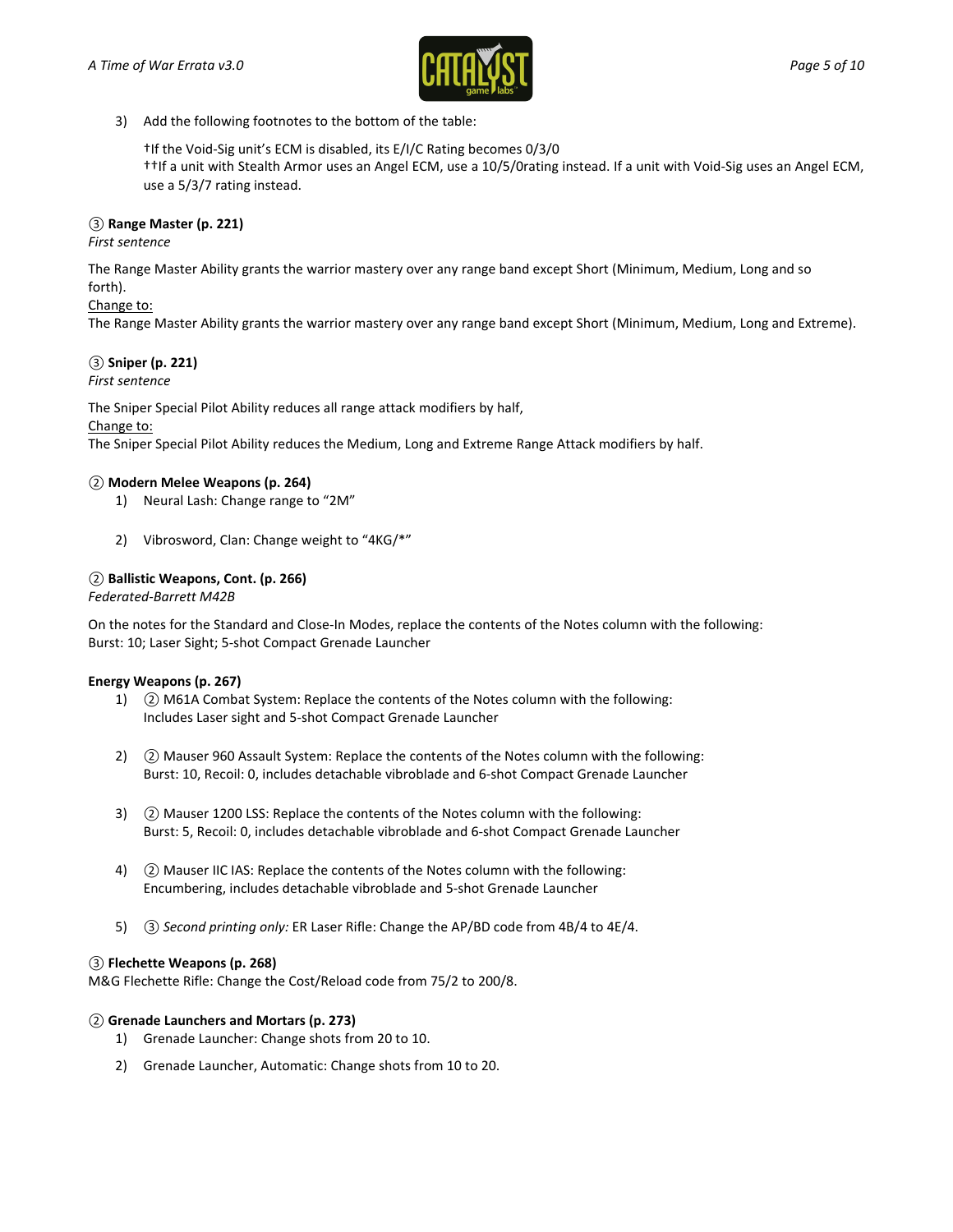3) Add the following footnotes to the bottom of the table:

   †If the Void-Sig unit's ECM is disabled, its E/I/C Rating becomes 0/3/0
   ††If a unit with Stealth Armor uses an Angel ECM, use a 10/5/0rating instead. If a unit with Void-Sig uses an Angel ECM, use a 5/3/7 rating instead.

**③ Range Master (p. 221)**

*First sentence*

The Range Master Ability grants the warrior mastery over any range band except Short (Minimum, Medium, Long and so forth).

Change to:

The Range Master Ability grants the warrior mastery over any range band except Short (Minimum, Medium, Long and Extreme).

**③ Sniper (p. 221)**

*First sentence*

The Sniper Special Pilot Ability reduces all range attack modifiers by half,

Change to:

The Sniper Special Pilot Ability reduces the Medium, Long and Extreme Range Attack modifiers by half.

**② Modern Melee Weapons (p. 264)**

1) Neural Lash: Change range to "2M"

2) Vibrosword, Clan: Change weight to "4KG/*"

**② Ballistic Weapons, Cont. (p. 266)**

*Federated-Barrett M42B*

On the notes for the Standard and Close-In Modes, replace the contents of the Notes column with the following:
Burst: 10; Laser Sight; 5-shot Compact Grenade Launcher

**Energy Weapons (p. 267)**

1) ② M61A Combat System: Replace the contents of the Notes column with the following:
   Includes Laser sight and 5-shot Compact Grenade Launcher

2) ② Mauser 960 Assault System: Replace the contents of the Notes column with the following:
   Burst: 10, Recoil: 0, includes detachable vibroblade and 6-shot Compact Grenade Launcher

3) ② Mauser 1200 LSS: Replace the contents of the Notes column with the following:
   Burst: 5, Recoil: 0, includes detachable vibroblade and 6-shot Compact Grenade Launcher

4) ② Mauser IIC IAS: Replace the contents of the Notes column with the following:
   Encumbering, includes detachable vibroblade and 5-shot Grenade Launcher

5) ③ *Second printing only:* ER Laser Rifle: Change the AP/BD code from 4B/4 to 4E/4.

**③ Flechette Weapons (p. 268)**

M&G Flechette Rifle: Change the Cost/Reload code from 75/2 to 200/8.

**② Grenade Launchers and Mortars (p. 273)**

1) Grenade Launcher: Change shots from 20 to 10.
2) Grenade Launcher, Automatic: Change shots from 10 to 20.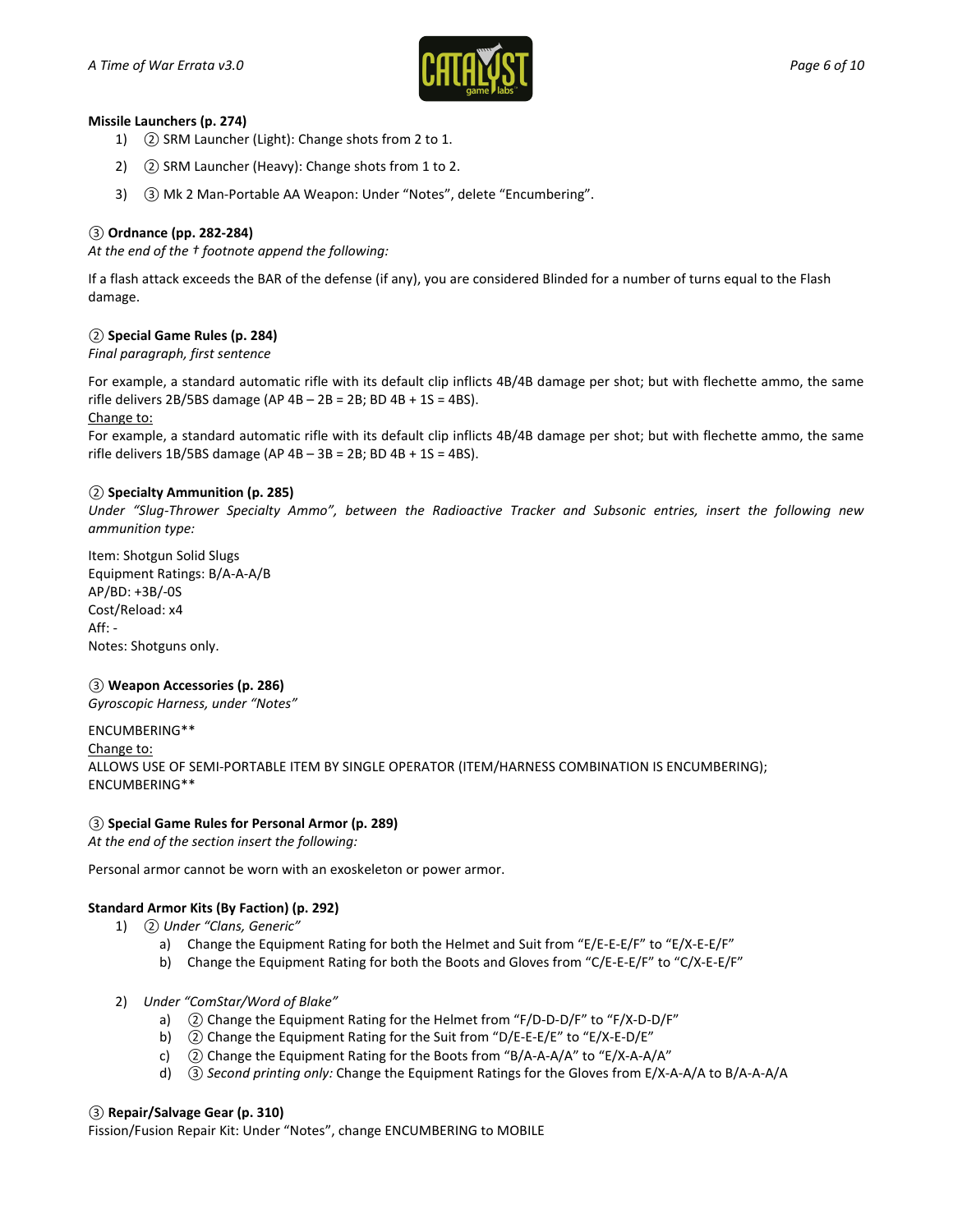**Missile Launchers (p. 274)**

1) ② SRM Launcher (Light): Change shots from 2 to 1.

2) ② SRM Launcher (Heavy): Change shots from 1 to 2.

3) ③ Mk 2 Man-Portable AA Weapon: Under "Notes", delete "Encumbering".

**③ Ordnance (pp. 282-284)**

*At the end of the † footnote append the following:*

If a flash attack exceeds the BAR of the defense (if any), you are considered Blinded for a number of turns equal to the Flash damage.

**② Special Game Rules (p. 284)**

*Final paragraph, first sentence*

For example, a standard automatic rifle with its default clip inflicts 4B/4B damage per shot; but with flechette ammo, the same rifle delivers 2B/5BS damage (AP 4B – 2B = 2B; BD 4B + 1S = 4BS).

Change to:

For example, a standard automatic rifle with its default clip inflicts 4B/4B damage per shot; but with flechette ammo, the same rifle delivers 1B/5BS damage (AP 4B – 3B = 2B; BD 4B + 1S = 4BS).

**② Specialty Ammunition (p. 285)**

*Under "Slug-Thrower Specialty Ammo", between the Radioactive Tracker and Subsonic entries, insert the following new ammunition type:*

Item: Shotgun Solid Slugs
Equipment Ratings: B/A-A-A/B
AP/BD: +3B/-0S
Cost/Reload: x4
Aff: -
Notes: Shotguns only.

**③ Weapon Accessories (p. 286)**

*Gyroscopic Harness, under "Notes"*

ENCUMBERING**

Change to:

ALLOWS USE OF SEMI-PORTABLE ITEM BY SINGLE OPERATOR (ITEM/HARNESS COMBINATION IS ENCUMBERING); ENCUMBERING**

**③ Special Game Rules for Personal Armor (p. 289)**

*At the end of the section insert the following:*

Personal armor cannot be worn with an exoskeleton or power armor.

**Standard Armor Kits (By Faction) (p. 292)**

1) ② *Under "Clans, Generic"*
    a) Change the Equipment Rating for both the Helmet and Suit from "E/E-E-E/F" to "E/X-E-E/F"
    b) Change the Equipment Rating for both the Boots and Gloves from "C/E-E-E/F" to "C/X-E-E/F"

2) *Under "ComStar/Word of Blake"*
    a) ② Change the Equipment Rating for the Helmet from "F/D-D-D/F" to "F/X-D-D/F"
    b) ② Change the Equipment Rating for the Suit from "D/E-E-E/E" to "E/X-E-D/E"
    c) ② Change the Equipment Rating for the Boots from "B/A-A-A/A" to "E/X-A-A/A"
    d) ③ *Second printing only:* Change the Equipment Ratings for the Gloves from E/X-A-A/A to B/A-A-A/A

**③ Repair/Salvage Gear (p. 310)**

Fission/Fusion Repair Kit: Under "Notes", change ENCUMBERING to MOBILE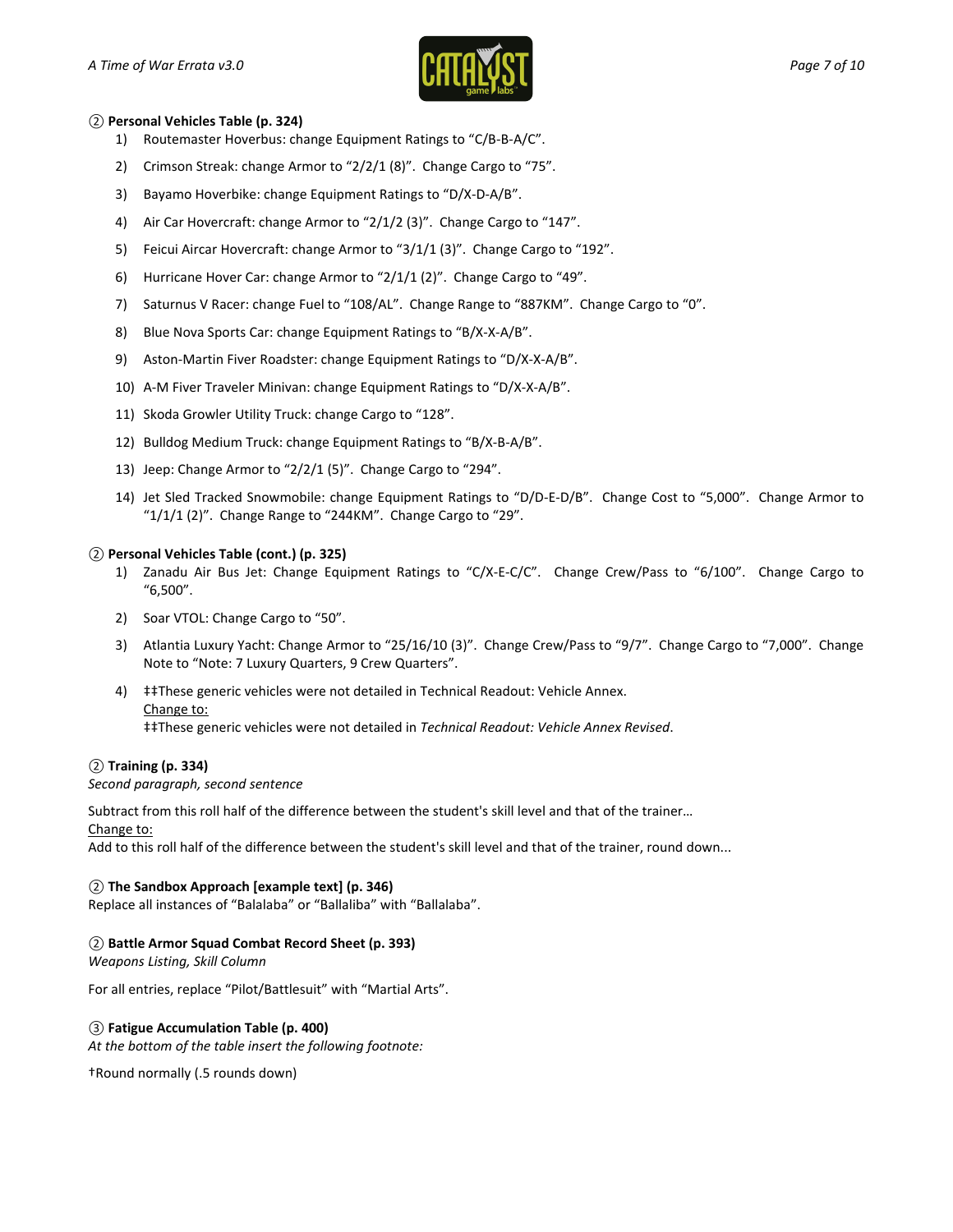② **Personal Vehicles Table (p. 324)**

1) Routemaster Hoverbus: change Equipment Ratings to "C/B-B-A/C".
2) Crimson Streak: change Armor to "2/2/1 (8)". Change Cargo to "75".
3) Bayamo Hoverbike: change Equipment Ratings to "D/X-D-A/B".
4) Air Car Hovercraft: change Armor to "2/1/2 (3)". Change Cargo to "147".
5) Feicui Aircar Hovercraft: change Armor to "3/1/1 (3)". Change Cargo to "192".
6) Hurricane Hover Car: change Armor to "2/1/1 (2)". Change Cargo to "49".
7) Saturnus V Racer: change Fuel to "108/AL". Change Range to "887KM". Change Cargo to "0".
8) Blue Nova Sports Car: change Equipment Ratings to "B/X-X-A/B".
9) Aston-Martin Fiver Roadster: change Equipment Ratings to "D/X-X-A/B".
10) A-M Fiver Traveler Minivan: change Equipment Ratings to "D/X-X-A/B".
11) Skoda Growler Utility Truck: change Cargo to "128".
12) Bulldog Medium Truck: change Equipment Ratings to "B/X-B-A/B".
13) Jeep: Change Armor to "2/2/1 (5)". Change Cargo to "294".
14) Jet Sled Tracked Snowmobile: change Equipment Ratings to "D/D-E-D/B". Change Cost to "5,000". Change Armor to "1/1/1 (2)". Change Range to "244KM". Change Cargo to "29".

② **Personal Vehicles Table (cont.) (p. 325)**

1) Zanadu Air Bus Jet: Change Equipment Ratings to "C/X-E-C/C". Change Crew/Pass to "6/100". Change Cargo to "6,500".
2) Soar VTOL: Change Cargo to "50".
3) Atlantia Luxury Yacht: Change Armor to "25/16/10 (3)". Change Crew/Pass to "9/7". Change Cargo to "7,000". Change Note to "Note: 7 Luxury Quarters, 9 Crew Quarters".
4) ‡‡These generic vehicles were not detailed in Technical Readout: Vehicle Annex.
   <u>Change to:</u>
   ‡‡These generic vehicles were not detailed in *Technical Readout: Vehicle Annex Revised*.

② **Training (p. 334)**

*Second paragraph, second sentence*

Subtract from this roll half of the difference between the student's skill level and that of the trainer…
<u>Change to:</u>
Add to this roll half of the difference between the student's skill level and that of the trainer, round down...

② **The Sandbox Approach [example text] (p. 346)**

Replace all instances of "Balalaba" or "Ballaliba" with "Ballalaba".

② **Battle Armor Squad Combat Record Sheet (p. 393)**

*Weapons Listing, Skill Column*

For all entries, replace "Pilot/Battlesuit" with "Martial Arts".

③ **Fatigue Accumulation Table (p. 400)**

*At the bottom of the table insert the following footnote:*

†Round normally (.5 rounds down)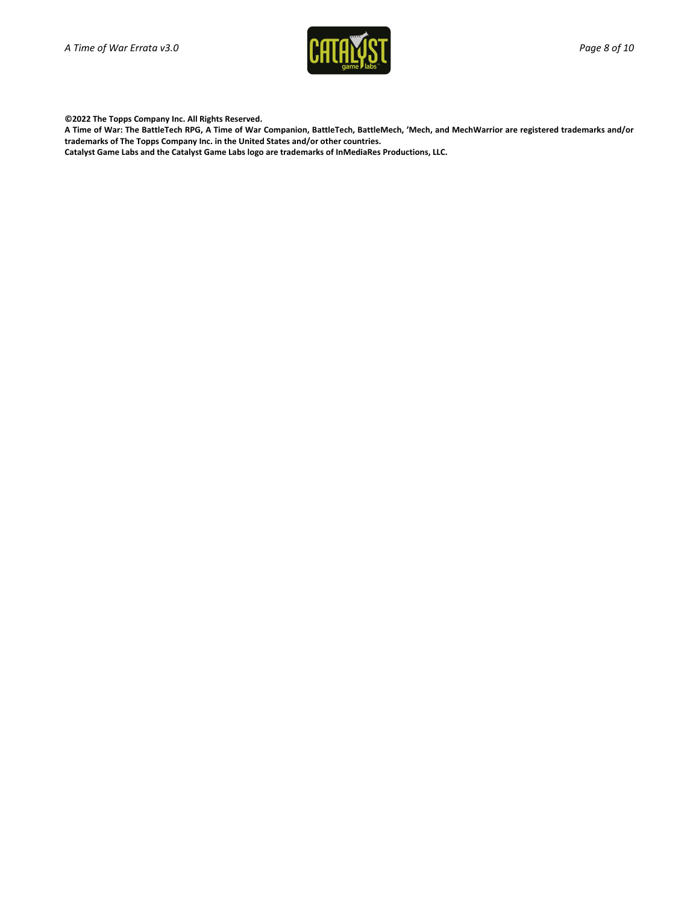**©2022 The Topps Company Inc. All Rights Reserved.**
**A Time of War: The BattleTech RPG, A Time of War Companion, BattleTech, BattleMech, 'Mech, and MechWarrior are registered trademarks and/or trademarks of The Topps Company Inc. in the United States and/or other countries.**
**Catalyst Game Labs and the Catalyst Game Labs logo are trademarks of InMediaRes Productions, LLC.**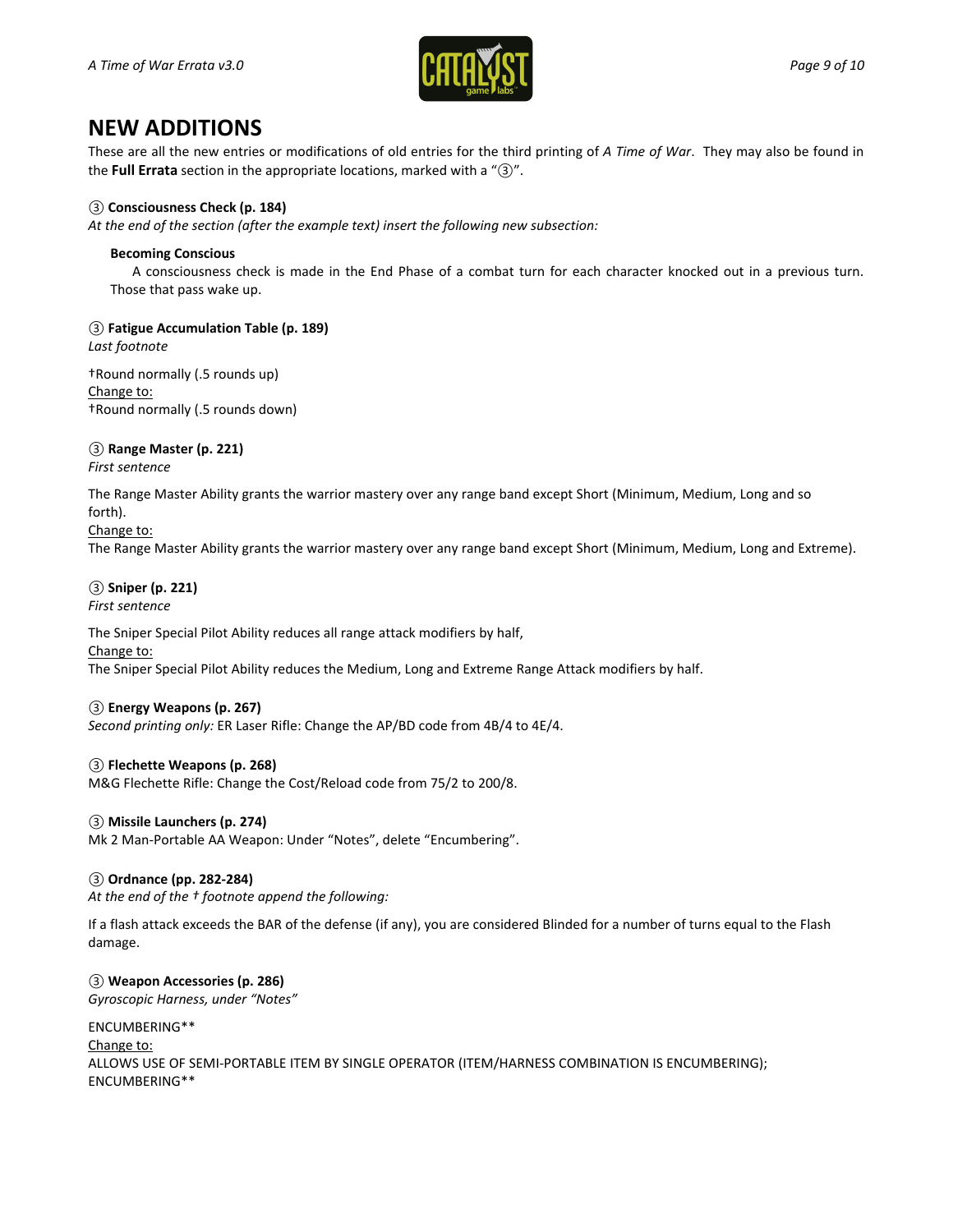# NEW ADDITIONS

These are all the new entries or modifications of old entries for the third printing of *A Time of War*. They may also be found in the **Full Errata** section in the appropriate locations, marked with a "③".

### ③ Consciousness Check (p. 184)

*At the end of the section (after the example text) insert the following new subsection:*

**Becoming Conscious**

A consciousness check is made in the End Phase of a combat turn for each character knocked out in a previous turn. Those that pass wake up.

### ③ Fatigue Accumulation Table (p. 189)

*Last footnote*

†Round normally (.5 rounds up)

Change to:

†Round normally (.5 rounds down)

### ③ Range Master (p. 221)

*First sentence*

The Range Master Ability grants the warrior mastery over any range band except Short (Minimum, Medium, Long and so forth).

Change to:

The Range Master Ability grants the warrior mastery over any range band except Short (Minimum, Medium, Long and Extreme).

### ③ Sniper (p. 221)

*First sentence*

The Sniper Special Pilot Ability reduces all range attack modifiers by half,

Change to:

The Sniper Special Pilot Ability reduces the Medium, Long and Extreme Range Attack modifiers by half.

### ③ Energy Weapons (p. 267)

*Second printing only:* ER Laser Rifle: Change the AP/BD code from 4B/4 to 4E/4.

### ③ Flechette Weapons (p. 268)

M&G Flechette Rifle: Change the Cost/Reload code from 75/2 to 200/8.

### ③ Missile Launchers (p. 274)

Mk 2 Man-Portable AA Weapon: Under "Notes", delete "Encumbering".

### ③ Ordnance (pp. 282-284)

*At the end of the † footnote append the following:*

If a flash attack exceeds the BAR of the defense (if any), you are considered Blinded for a number of turns equal to the Flash damage.

### ③ Weapon Accessories (p. 286)

*Gyroscopic Harness, under "Notes"*

ENCUMBERING**

Change to:

ALLOWS USE OF SEMI-PORTABLE ITEM BY SINGLE OPERATOR (ITEM/HARNESS COMBINATION IS ENCUMBERING); ENCUMBERING**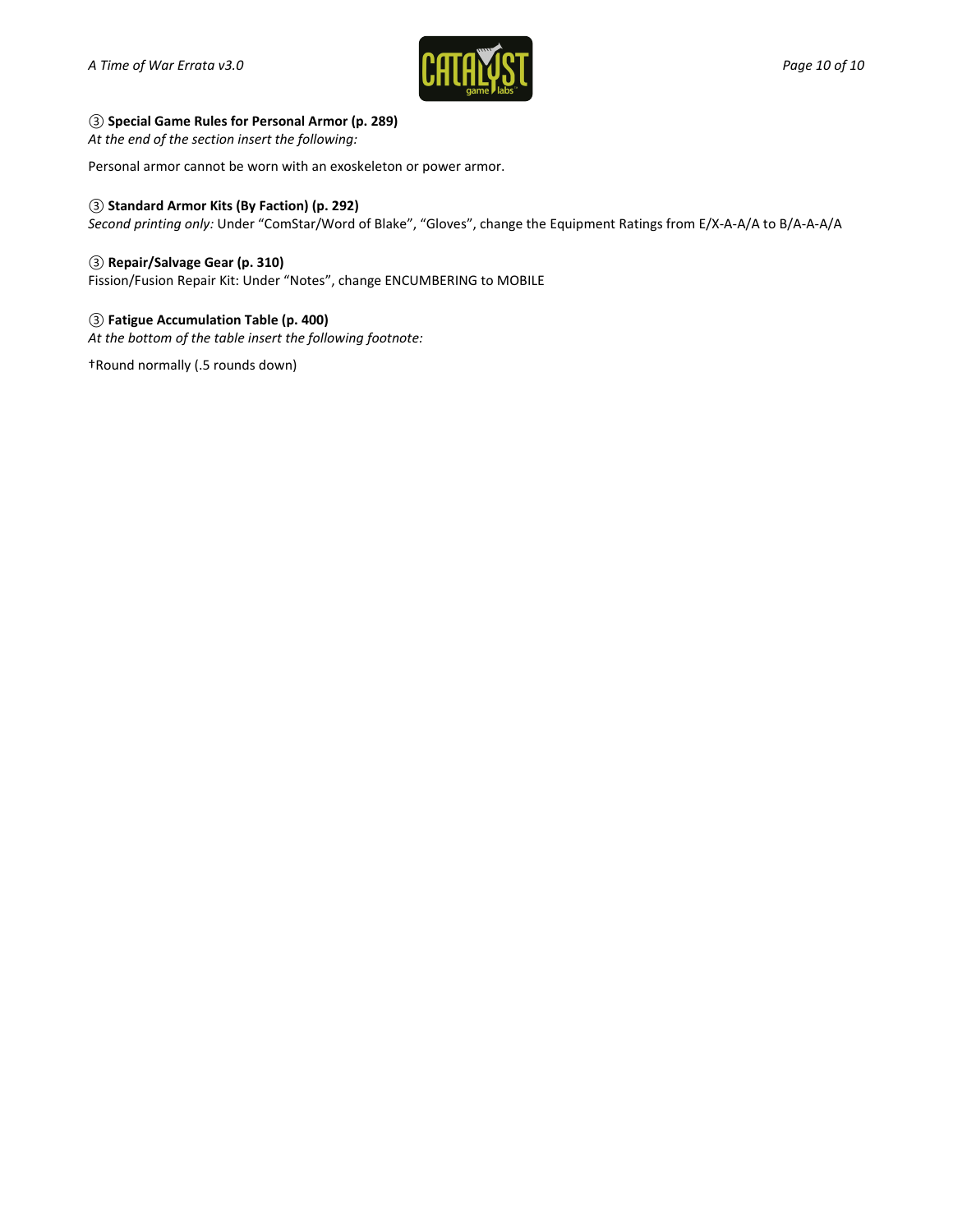③ **Special Game Rules for Personal Armor (p. 289)**
*At the end of the section insert the following:*

Personal armor cannot be worn with an exoskeleton or power armor.

③ **Standard Armor Kits (By Faction) (p. 292)**
*Second printing only:* Under "ComStar/Word of Blake", "Gloves", change the Equipment Ratings from E/X-A-A/A to B/A-A-A/A

③ **Repair/Salvage Gear (p. 310)**
Fission/Fusion Repair Kit: Under "Notes", change ENCUMBERING to MOBILE

③ **Fatigue Accumulation Table (p. 400)**
*At the bottom of the table insert the following footnote:*

†Round normally (.5 rounds down)